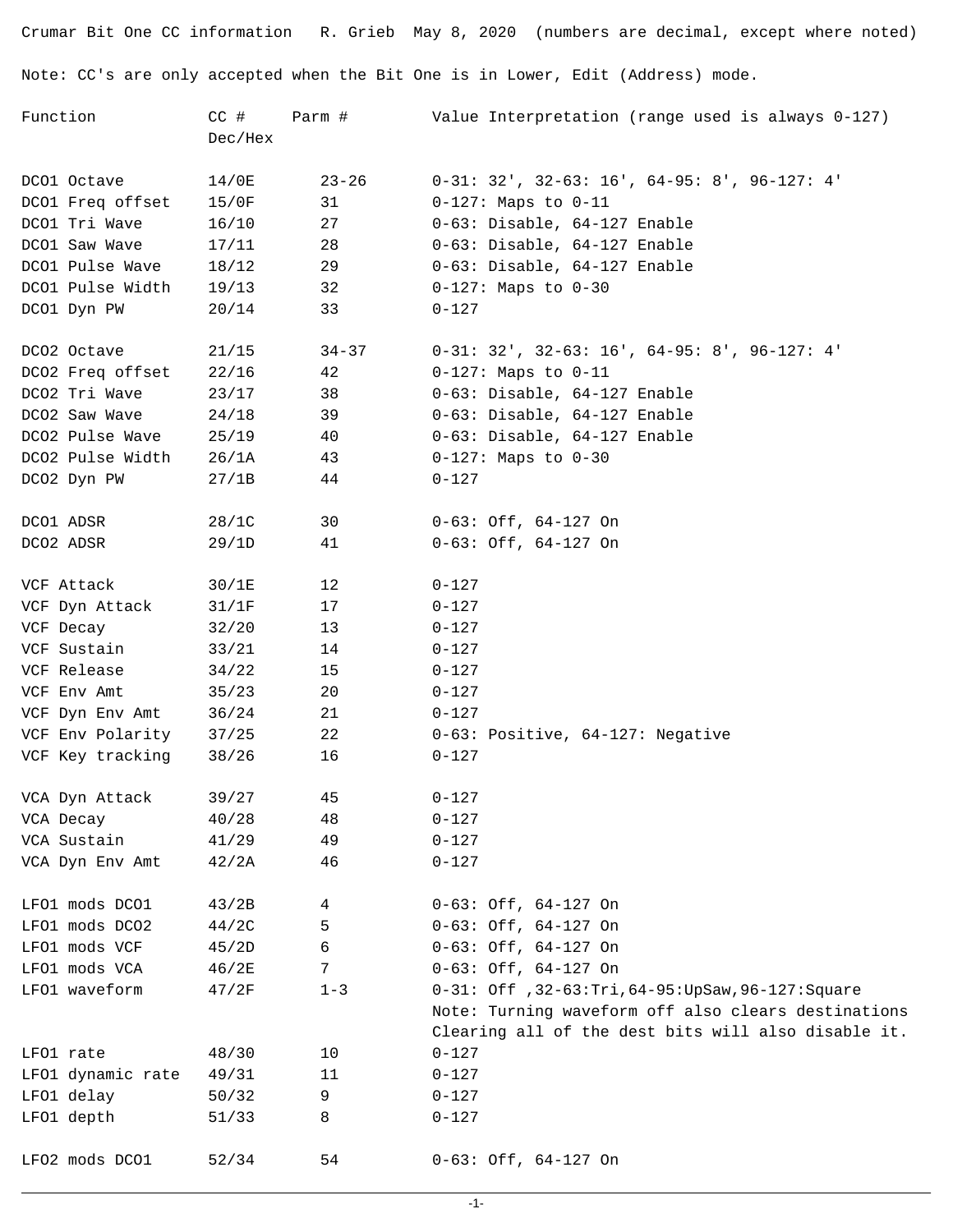Crumar Bit One CC information   R. Grieb  May 8, 2020  (numbers are decimal, except where noted)

Note: CC's are only accepted when the Bit One is in Lower, Edit (Address) mode.

| Function | CC # Dec/Hex | Parm # | Value Interpretation (range used is always 0-127) |
|---|---|---|---|
| DCO1 Octave | 14/0E | 23-26 | 0-31: 32', 32-63: 16', 64-95: 8', 96-127: 4' |
| DCO1 Freq offset | 15/0F | 31 | 0-127: Maps to 0-11 |
| DCO1 Tri Wave | 16/10 | 27 | 0-63: Disable, 64-127 Enable |
| DCO1 Saw Wave | 17/11 | 28 | 0-63: Disable, 64-127 Enable |
| DCO1 Pulse Wave | 18/12 | 29 | 0-63: Disable, 64-127 Enable |
| DCO1 Pulse Width | 19/13 | 32 | 0-127: Maps to 0-30 |
| DCO1 Dyn PW | 20/14 | 33 | 0-127 |
| DCO2 Octave | 21/15 | 34-37 | 0-31: 32', 32-63: 16', 64-95: 8', 96-127: 4' |
| DCO2 Freq offset | 22/16 | 42 | 0-127: Maps to 0-11 |
| DCO2 Tri Wave | 23/17 | 38 | 0-63: Disable, 64-127 Enable |
| DCO2 Saw Wave | 24/18 | 39 | 0-63: Disable, 64-127 Enable |
| DCO2 Pulse Wave | 25/19 | 40 | 0-63: Disable, 64-127 Enable |
| DCO2 Pulse Width | 26/1A | 43 | 0-127: Maps to 0-30 |
| DCO2 Dyn PW | 27/1B | 44 | 0-127 |
| DCO1 ADSR | 28/1C | 30 | 0-63: Off, 64-127 On |
| DCO2 ADSR | 29/1D | 41 | 0-63: Off, 64-127 On |
| VCF Attack | 30/1E | 12 | 0-127 |
| VCF Dyn Attack | 31/1F | 17 | 0-127 |
| VCF Decay | 32/20 | 13 | 0-127 |
| VCF Sustain | 33/21 | 14 | 0-127 |
| VCF Release | 34/22 | 15 | 0-127 |
| VCF Env Amt | 35/23 | 20 | 0-127 |
| VCF Dyn Env Amt | 36/24 | 21 | 0-127 |
| VCF Env Polarity | 37/25 | 22 | 0-63: Positive, 64-127: Negative |
| VCF Key tracking | 38/26 | 16 | 0-127 |
| VCA Dyn Attack | 39/27 | 45 | 0-127 |
| VCA Decay | 40/28 | 48 | 0-127 |
| VCA Sustain | 41/29 | 49 | 0-127 |
| VCA Dyn Env Amt | 42/2A | 46 | 0-127 |
| LFO1 mods DCO1 | 43/2B | 4 | 0-63: Off, 64-127 On |
| LFO1 mods DCO2 | 44/2C | 5 | 0-63: Off, 64-127 On |
| LFO1 mods VCF | 45/2D | 6 | 0-63: Off, 64-127 On |
| LFO1 mods VCA | 46/2E | 7 | 0-63: Off, 64-127 On |
| LFO1 waveform | 47/2F | 1-3 | 0-31: Off ,32-63:Tri,64-95:UpSaw,96-127:Square<br>Note: Turning waveform off also clears destinations<br>Clearing all of the dest bits will also disable it. |
| LFO1 rate | 48/30 | 10 | 0-127 |
| LFO1 dynamic rate | 49/31 | 11 | 0-127 |
| LFO1 delay | 50/32 | 9 | 0-127 |
| LFO1 depth | 51/33 | 8 | 0-127 |
| LFO2 mods DCO1 | 52/34 | 54 | 0-63: Off, 64-127 On |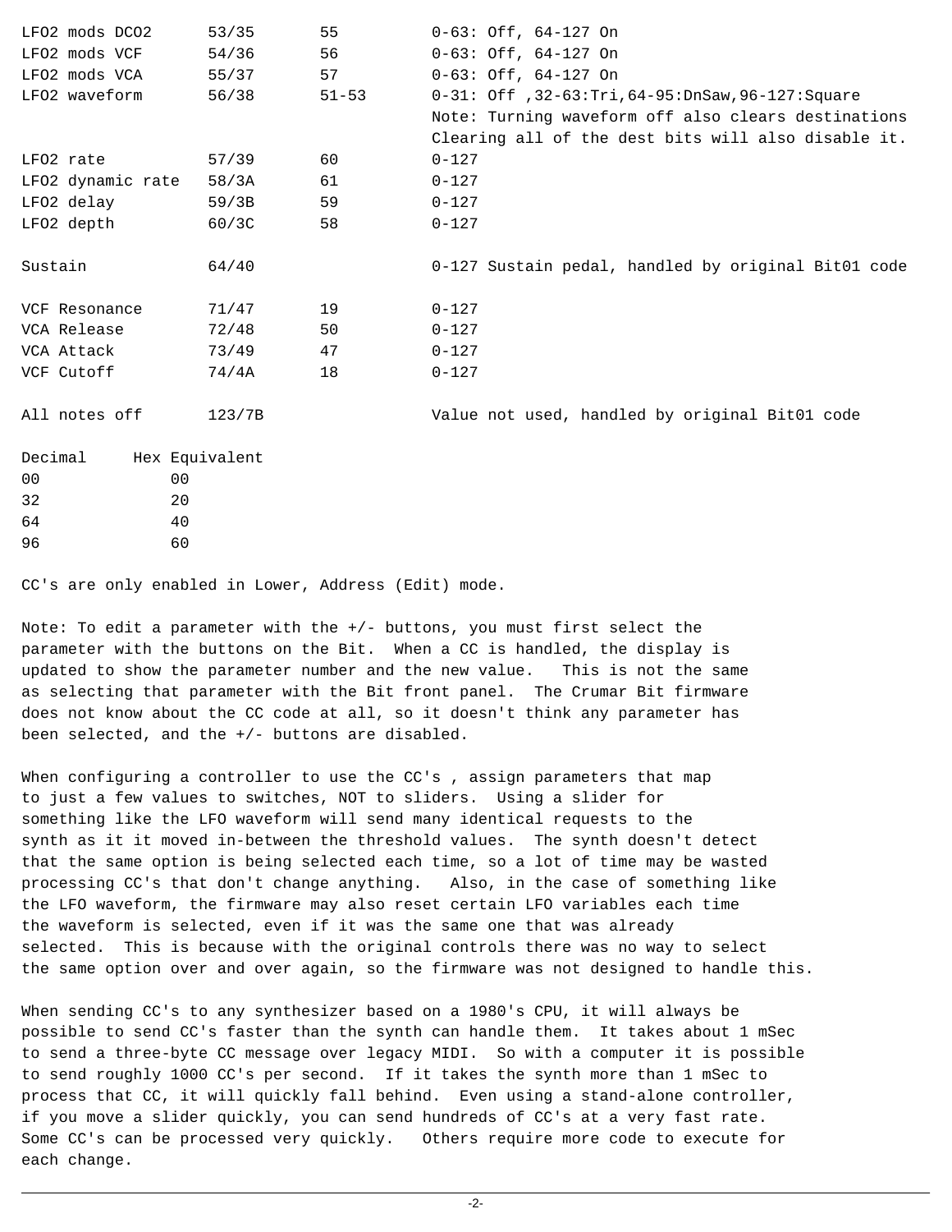| | | | |
|---|---|---|---|
| LFO2 mods DCO2 | 53/35 | 55 | 0-63: Off, 64-127 On |
| LFO2 mods VCF | 54/36 | 56 | 0-63: Off, 64-127 On |
| LFO2 mods VCA | 55/37 | 57 | 0-63: Off, 64-127 On |
| LFO2 waveform | 56/38 | 51-53 | 0-31: Off ,32-63:Tri,64-95:DnSaw,96-127:Square<br>Note: Turning waveform off also clears destinations<br>Clearing all of the dest bits will also disable it. |
| LFO2 rate | 57/39 | 60 | 0-127 |
| LFO2 dynamic rate | 58/3A | 61 | 0-127 |
| LFO2 delay | 59/3B | 59 | 0-127 |
| LFO2 depth | 60/3C | 58 | 0-127 |
| Sustain | 64/40 | | 0-127 Sustain pedal, handled by original Bit01 code |
| VCF Resonance | 71/47 | 19 | 0-127 |
| VCA Release | 72/48 | 50 | 0-127 |
| VCA Attack | 73/49 | 47 | 0-127 |
| VCF Cutoff | 74/4A | 18 | 0-127 |
| All notes off | 123/7B | | Value not used, handled by original Bit01 code |

| Decimal | Hex Equivalent |
|---|---|
| 00 | 00 |
| 32 | 20 |
| 64 | 40 |
| 96 | 60 |

CC's are only enabled in Lower, Address (Edit) mode.

Note: To edit a parameter with the +/- buttons, you must first select the parameter with the buttons on the Bit. When a CC is handled, the display is updated to show the parameter number and the new value. This is not the same as selecting that parameter with the Bit front panel. The Crumar Bit firmware does not know about the CC code at all, so it doesn't think any parameter has been selected, and the +/- buttons are disabled.

When configuring a controller to use the CC's , assign parameters that map to just a few values to switches, NOT to sliders. Using a slider for something like the LFO waveform will send many identical requests to the synth as it it moved in-between the threshold values. The synth doesn't detect that the same option is being selected each time, so a lot of time may be wasted processing CC's that don't change anything. Also, in the case of something like the LFO waveform, the firmware may also reset certain LFO variables each time the waveform is selected, even if it was the same one that was already selected. This is because with the original controls there was no way to select the same option over and over again, so the firmware was not designed to handle this.

When sending CC's to any synthesizer based on a 1980's CPU, it will always be possible to send CC's faster than the synth can handle them. It takes about 1 mSec to send a three-byte CC message over legacy MIDI. So with a computer it is possible to send roughly 1000 CC's per second. If it takes the synth more than 1 mSec to process that CC, it will quickly fall behind. Even using a stand-alone controller, if you move a slider quickly, you can send hundreds of CC's at a very fast rate. Some CC's can be processed very quickly. Others require more code to execute for each change.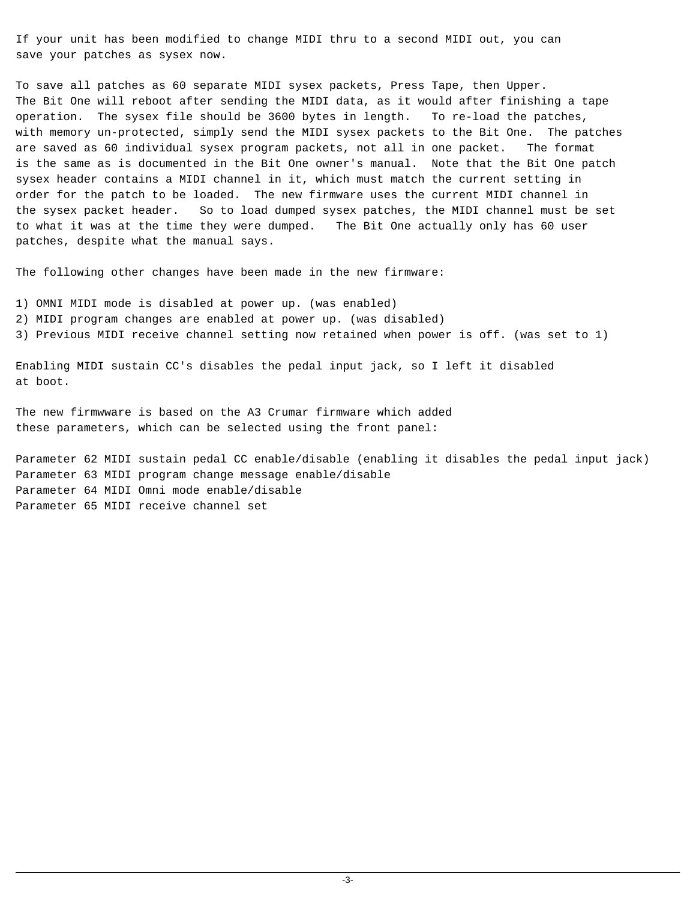If your unit has been modified to change MIDI thru to a second MIDI out, you can save your patches as sysex now.

To save all patches as 60 separate MIDI sysex packets, Press Tape, then Upper. The Bit One will reboot after sending the MIDI data, as it would after finishing a tape operation. The sysex file should be 3600 bytes in length. To re-load the patches, with memory un-protected, simply send the MIDI sysex packets to the Bit One. The patches are saved as 60 individual sysex program packets, not all in one packet. The format is the same as is documented in the Bit One owner's manual. Note that the Bit One patch sysex header contains a MIDI channel in it, which must match the current setting in order for the patch to be loaded. The new firmware uses the current MIDI channel in the sysex packet header. So to load dumped sysex patches, the MIDI channel must be set to what it was at the time they were dumped. The Bit One actually only has 60 user patches, despite what the manual says.

The following other changes have been made in the new firmware:

1) OMNI MIDI mode is disabled at power up. (was enabled)
2) MIDI program changes are enabled at power up. (was disabled)
3) Previous MIDI receive channel setting now retained when power is off. (was set to 1)

Enabling MIDI sustain CC's disables the pedal input jack, so I left it disabled at boot.

The new firmwware is based on the A3 Crumar firmware which added these parameters, which can be selected using the front panel:

Parameter 62 MIDI sustain pedal CC enable/disable (enabling it disables the pedal input jack)  
Parameter 63 MIDI program change message enable/disable  
Parameter 64 MIDI Omni mode enable/disable  
Parameter 65 MIDI receive channel set